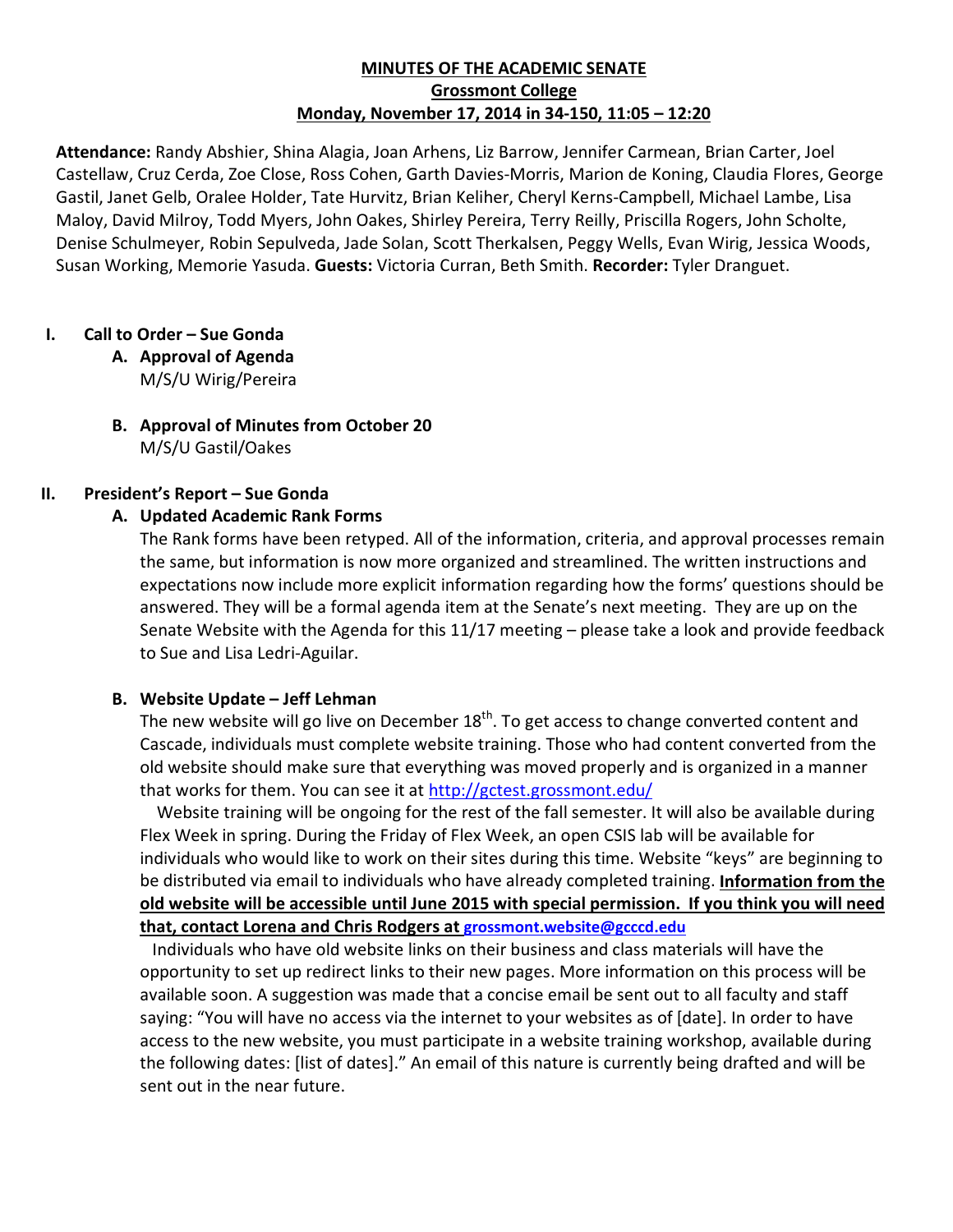**MINUTES OF THE ACADEMIC SENATE**
**Grossmont College**
**Monday, November 17, 2014 in 34-150, 11:05 – 12:20**

**Attendance:** Randy Abshier, Shina Alagia, Joan Arhens, Liz Barrow, Jennifer Carmean, Brian Carter, Joel Castellaw, Cruz Cerda, Zoe Close, Ross Cohen, Garth Davies-Morris, Marion de Koning, Claudia Flores, George Gastil, Janet Gelb, Oralee Holder, Tate Hurvitz, Brian Keliher, Cheryl Kerns-Campbell, Michael Lambe, Lisa Maloy, David Milroy, Todd Myers, John Oakes, Shirley Pereira, Terry Reilly, Priscilla Rogers, John Scholte, Denise Schulmeyer, Robin Sepulveda, Jade Solan, Scott Therkalsen, Peggy Wells, Evan Wirig, Jessica Woods, Susan Working, Memorie Yasuda. **Guests:** Victoria Curran, Beth Smith. **Recorder:** Tyler Dranguet.

## I. Call to Order – Sue Gonda

### A. Approval of Agenda

M/S/U Wirig/Pereira

### B. Approval of Minutes from October 20

M/S/U Gastil/Oakes

## II. President's Report – Sue Gonda

### A. Updated Academic Rank Forms

The Rank forms have been retyped. All of the information, criteria, and approval processes remain the same, but information is now more organized and streamlined. The written instructions and expectations now include more explicit information regarding how the forms' questions should be answered. They will be a formal agenda item at the Senate's next meeting. They are up on the Senate Website with the Agenda for this 11/17 meeting – please take a look and provide feedback to Sue and Lisa Ledri-Aguilar.

### B. Website Update – Jeff Lehman

The new website will go live on December 18th. To get access to change converted content and Cascade, individuals must complete website training. Those who had content converted from the old website should make sure that everything was moved properly and is organized in a manner that works for them. You can see it at http://gctest.grossmont.edu/

Website training will be ongoing for the rest of the fall semester. It will also be available during Flex Week in spring. During the Friday of Flex Week, an open CSIS lab will be available for individuals who would like to work on their sites during this time. Website "keys" are beginning to be distributed via email to individuals who have already completed training. **Information from the old website will be accessible until June 2015 with special permission. If you think you will need that, contact Lorena and Chris Rodgers at grossmont.website@gcccd.edu**

Individuals who have old website links on their business and class materials will have the opportunity to set up redirect links to their new pages. More information on this process will be available soon. A suggestion was made that a concise email be sent out to all faculty and staff saying: "You will have no access via the internet to your websites as of [date]. In order to have access to the new website, you must participate in a website training workshop, available during the following dates: [list of dates]." An email of this nature is currently being drafted and will be sent out in the near future.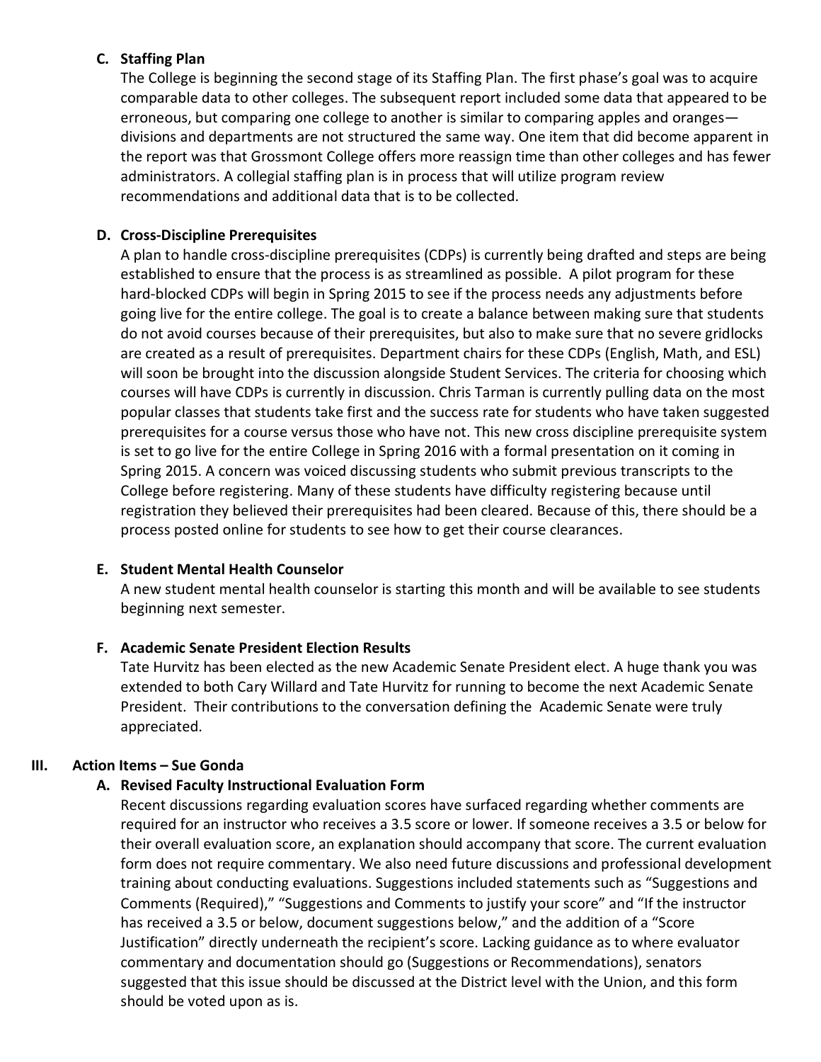### C. Staffing Plan

The College is beginning the second stage of its Staffing Plan. The first phase's goal was to acquire comparable data to other colleges. The subsequent report included some data that appeared to be erroneous, but comparing one college to another is similar to comparing apples and oranges—divisions and departments are not structured the same way. One item that did become apparent in the report was that Grossmont College offers more reassign time than other colleges and has fewer administrators. A collegial staffing plan is in process that will utilize program review recommendations and additional data that is to be collected.

### D. Cross-Discipline Prerequisites

A plan to handle cross-discipline prerequisites (CDPs) is currently being drafted and steps are being established to ensure that the process is as streamlined as possible. A pilot program for these hard-blocked CDPs will begin in Spring 2015 to see if the process needs any adjustments before going live for the entire college. The goal is to create a balance between making sure that students do not avoid courses because of their prerequisites, but also to make sure that no severe gridlocks are created as a result of prerequisites. Department chairs for these CDPs (English, Math, and ESL) will soon be brought into the discussion alongside Student Services. The criteria for choosing which courses will have CDPs is currently in discussion. Chris Tarman is currently pulling data on the most popular classes that students take first and the success rate for students who have taken suggested prerequisites for a course versus those who have not. This new cross discipline prerequisite system is set to go live for the entire College in Spring 2016 with a formal presentation on it coming in Spring 2015. A concern was voiced discussing students who submit previous transcripts to the College before registering. Many of these students have difficulty registering because until registration they believed their prerequisites had been cleared. Because of this, there should be a process posted online for students to see how to get their course clearances.

### E. Student Mental Health Counselor

A new student mental health counselor is starting this month and will be available to see students beginning next semester.

### F. Academic Senate President Election Results

Tate Hurvitz has been elected as the new Academic Senate President elect. A huge thank you was extended to both Cary Willard and Tate Hurvitz for running to become the next Academic Senate President. Their contributions to the conversation defining the Academic Senate were truly appreciated.

## III. Action Items – Sue Gonda

### A. Revised Faculty Instructional Evaluation Form

Recent discussions regarding evaluation scores have surfaced regarding whether comments are required for an instructor who receives a 3.5 score or lower. If someone receives a 3.5 or below for their overall evaluation score, an explanation should accompany that score. The current evaluation form does not require commentary. We also need future discussions and professional development training about conducting evaluations. Suggestions included statements such as "Suggestions and Comments (Required)," "Suggestions and Comments to justify your score" and "If the instructor has received a 3.5 or below, document suggestions below," and the addition of a "Score Justification" directly underneath the recipient's score. Lacking guidance as to where evaluator commentary and documentation should go (Suggestions or Recommendations), senators suggested that this issue should be discussed at the District level with the Union, and this form should be voted upon as is.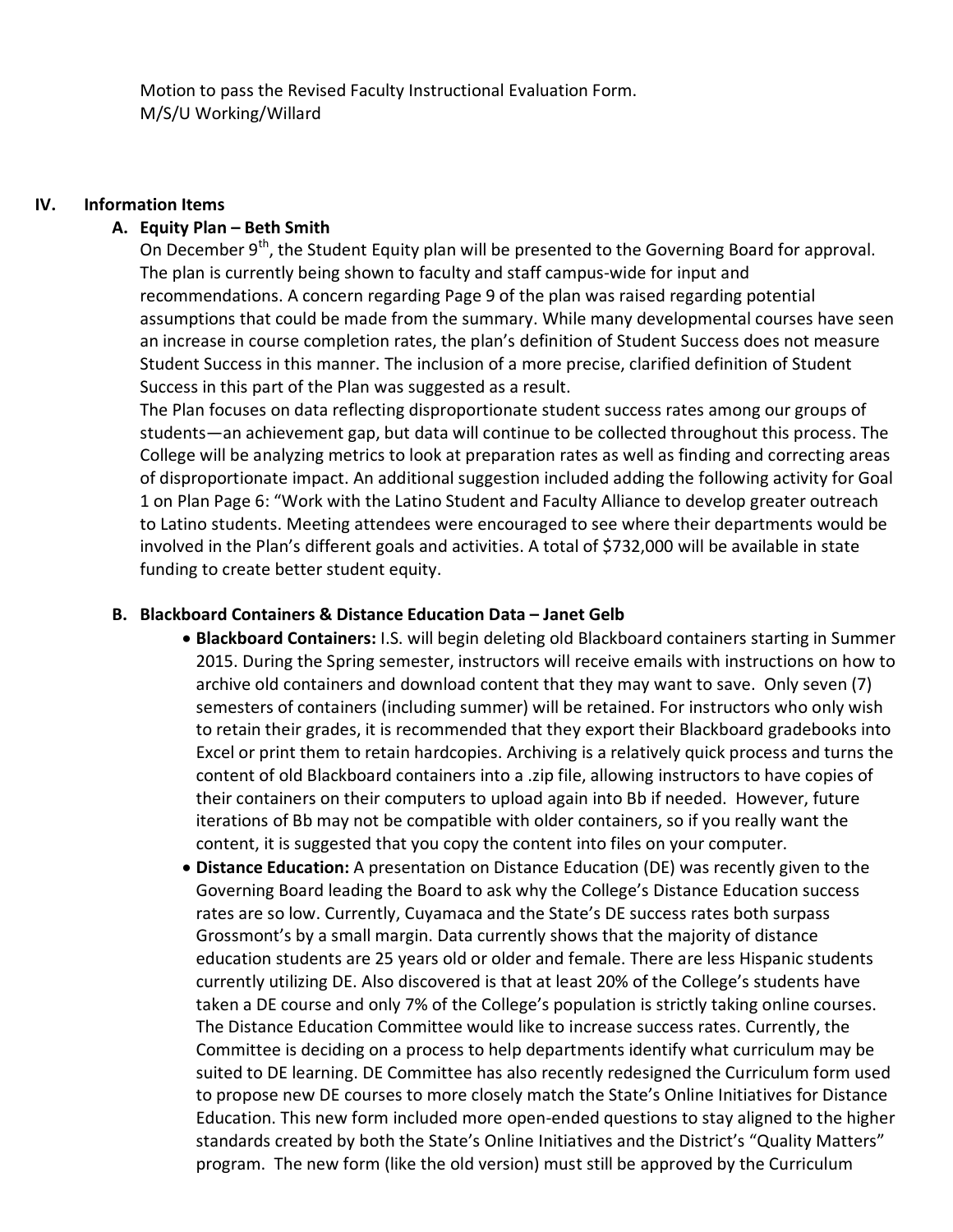Motion to pass the Revised Faculty Instructional Evaluation Form.
M/S/U Working/Willard

## IV. Information Items

### A. Equity Plan – Beth Smith

On December 9th, the Student Equity plan will be presented to the Governing Board for approval. The plan is currently being shown to faculty and staff campus-wide for input and recommendations. A concern regarding Page 9 of the plan was raised regarding potential assumptions that could be made from the summary. While many developmental courses have seen an increase in course completion rates, the plan's definition of Student Success does not measure Student Success in this manner. The inclusion of a more precise, clarified definition of Student Success in this part of the Plan was suggested as a result.

The Plan focuses on data reflecting disproportionate student success rates among our groups of students—an achievement gap, but data will continue to be collected throughout this process. The College will be analyzing metrics to look at preparation rates as well as finding and correcting areas of disproportionate impact. An additional suggestion included adding the following activity for Goal 1 on Plan Page 6: "Work with the Latino Student and Faculty Alliance to develop greater outreach to Latino students. Meeting attendees were encouraged to see where their departments would be involved in the Plan's different goals and activities. A total of $732,000 will be available in state funding to create better student equity.

### B. Blackboard Containers & Distance Education Data – Janet Gelb

- **Blackboard Containers:** I.S. will begin deleting old Blackboard containers starting in Summer 2015. During the Spring semester, instructors will receive emails with instructions on how to archive old containers and download content that they may want to save. Only seven (7) semesters of containers (including summer) will be retained. For instructors who only wish to retain their grades, it is recommended that they export their Blackboard gradebooks into Excel or print them to retain hardcopies. Archiving is a relatively quick process and turns the content of old Blackboard containers into a .zip file, allowing instructors to have copies of their containers on their computers to upload again into Bb if needed. However, future iterations of Bb may not be compatible with older containers, so if you really want the content, it is suggested that you copy the content into files on your computer.
- **Distance Education:** A presentation on Distance Education (DE) was recently given to the Governing Board leading the Board to ask why the College's Distance Education success rates are so low. Currently, Cuyamaca and the State's DE success rates both surpass Grossmont's by a small margin. Data currently shows that the majority of distance education students are 25 years old or older and female. There are less Hispanic students currently utilizing DE. Also discovered is that at least 20% of the College's students have taken a DE course and only 7% of the College's population is strictly taking online courses. The Distance Education Committee would like to increase success rates. Currently, the Committee is deciding on a process to help departments identify what curriculum may be suited to DE learning. DE Committee has also recently redesigned the Curriculum form used to propose new DE courses to more closely match the State's Online Initiatives for Distance Education. This new form included more open-ended questions to stay aligned to the higher standards created by both the State's Online Initiatives and the District's "Quality Matters" program. The new form (like the old version) must still be approved by the Curriculum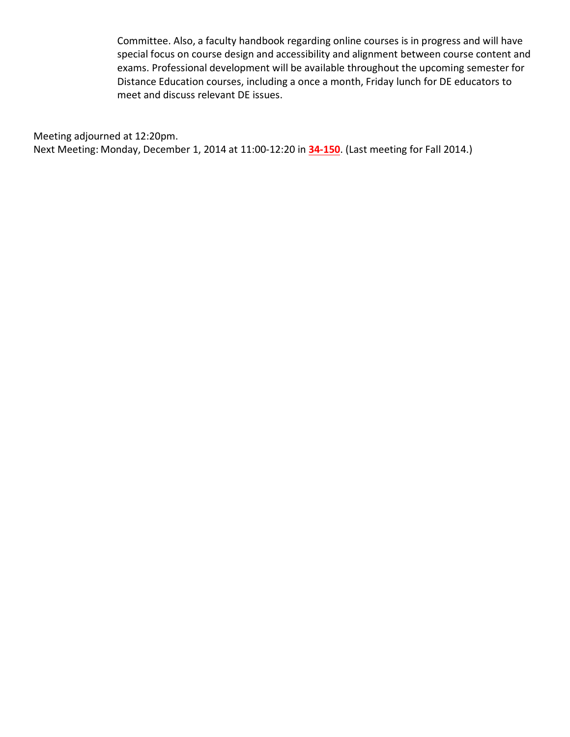Committee. Also, a faculty handbook regarding online courses is in progress and will have special focus on course design and accessibility and alignment between course content and exams. Professional development will be available throughout the upcoming semester for Distance Education courses, including a once a month, Friday lunch for DE educators to meet and discuss relevant DE issues.

Meeting adjourned at 12:20pm.
Next Meeting: Monday, December 1, 2014 at 11:00-12:20 in **34-150**. (Last meeting for Fall 2014.)